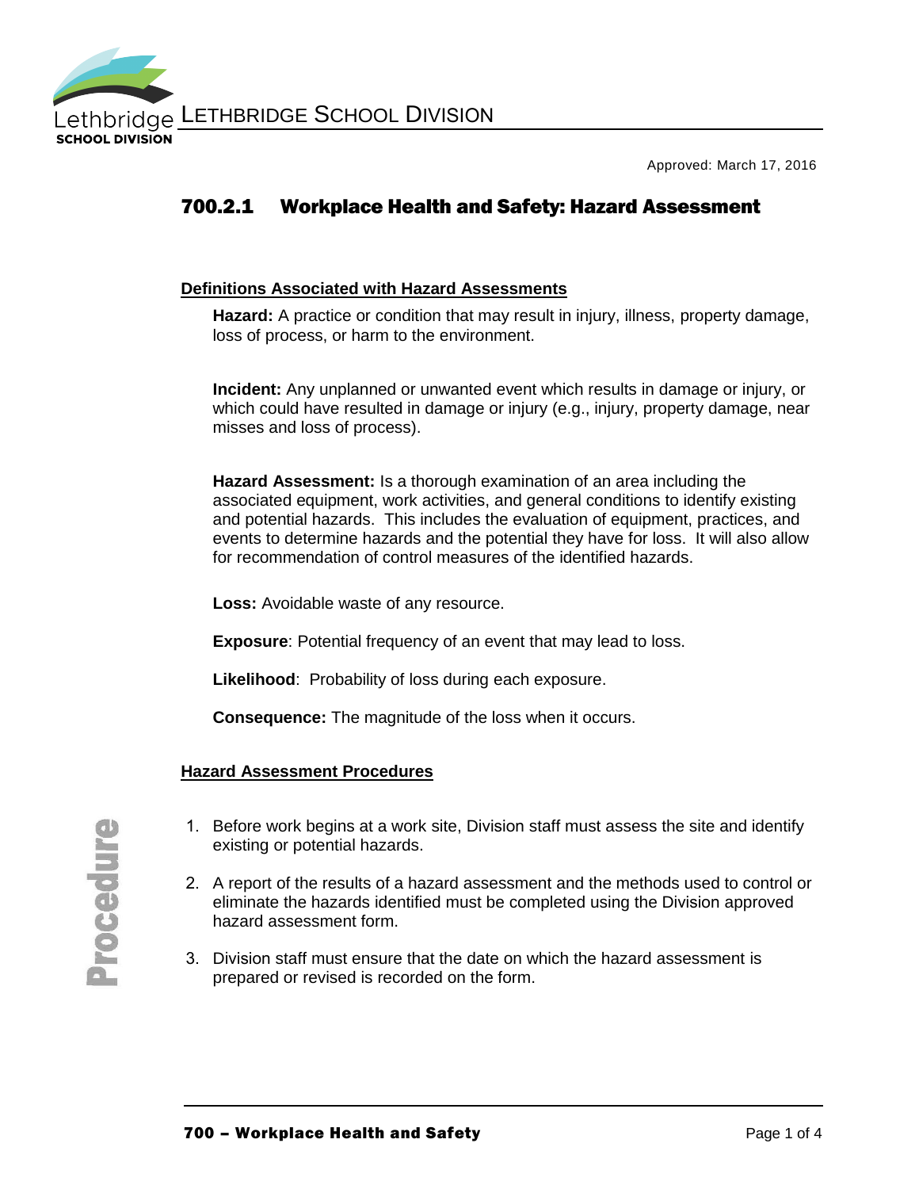Approved: March 17, 2016

# 700.2.1 Workplace Health and Safety: Hazard Assessment

## Definitions Associated with Hazard Assessments

**Hazard:** A practice or condition that may result in injury, illness, property damage, loss of process, or harm to the environment.

**Incident:** Any unplanned or unwanted event which results in damage or injury, or which could have resulted in damage or injury (e.g., injury, property damage, near misses and loss of process).

**Hazard Assessment:** Is a thorough examination of an area including the associated equipment, work activities, and general conditions to identify existing and potential hazards. This includes the evaluation of equipment, practices, and events to determine hazards and the potential they have for loss. It will also allow for recommendation of control measures of the identified hazards.

**Loss:** Avoidable waste of any resource.

**Exposure**: Potential frequency of an event that may lead to loss.

**Likelihood**: Probability of loss during each exposure.

**Consequence:** The magnitude of the loss when it occurs.

## Hazard Assessment Procedures

1. Before work begins at a work site, Division staff must assess the site and identify existing or potential hazards.
2. A report of the results of a hazard assessment and the methods used to control or eliminate the hazards identified must be completed using the Division approved hazard assessment form.
3. Division staff must ensure that the date on which the hazard assessment is prepared or revised is recorded on the form.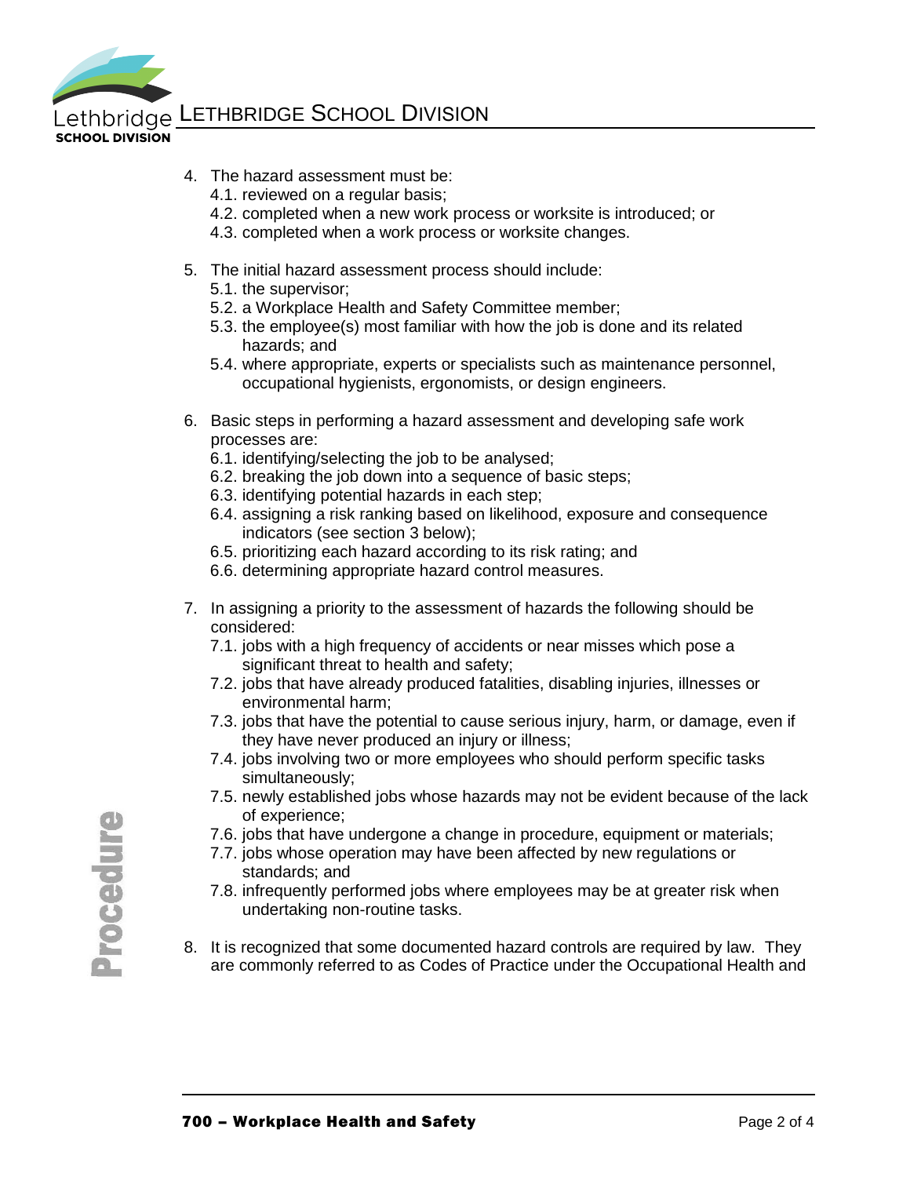4. The hazard assessment must be:
   4.1. reviewed on a regular basis;
   4.2. completed when a new work process or worksite is introduced; or
   4.3. completed when a work process or worksite changes.

5. The initial hazard assessment process should include:
   5.1. the supervisor;
   5.2. a Workplace Health and Safety Committee member;
   5.3. the employee(s) most familiar with how the job is done and its related hazards; and
   5.4. where appropriate, experts or specialists such as maintenance personnel, occupational hygienists, ergonomists, or design engineers.

6. Basic steps in performing a hazard assessment and developing safe work processes are:
   6.1. identifying/selecting the job to be analysed;
   6.2. breaking the job down into a sequence of basic steps;
   6.3. identifying potential hazards in each step;
   6.4. assigning a risk ranking based on likelihood, exposure and consequence indicators (see section 3 below);
   6.5. prioritizing each hazard according to its risk rating; and
   6.6. determining appropriate hazard control measures.

7. In assigning a priority to the assessment of hazards the following should be considered:
   7.1. jobs with a high frequency of accidents or near misses which pose a significant threat to health and safety;
   7.2. jobs that have already produced fatalities, disabling injuries, illnesses or environmental harm;
   7.3. jobs that have the potential to cause serious injury, harm, or damage, even if they have never produced an injury or illness;
   7.4. jobs involving two or more employees who should perform specific tasks simultaneously;
   7.5. newly established jobs whose hazards may not be evident because of the lack of experience;
   7.6. jobs that have undergone a change in procedure, equipment or materials;
   7.7. jobs whose operation may have been affected by new regulations or standards; and
   7.8. infrequently performed jobs where employees may be at greater risk when undertaking non-routine tasks.

8. It is recognized that some documented hazard controls are required by law. They are commonly referred to as Codes of Practice under the Occupational Health and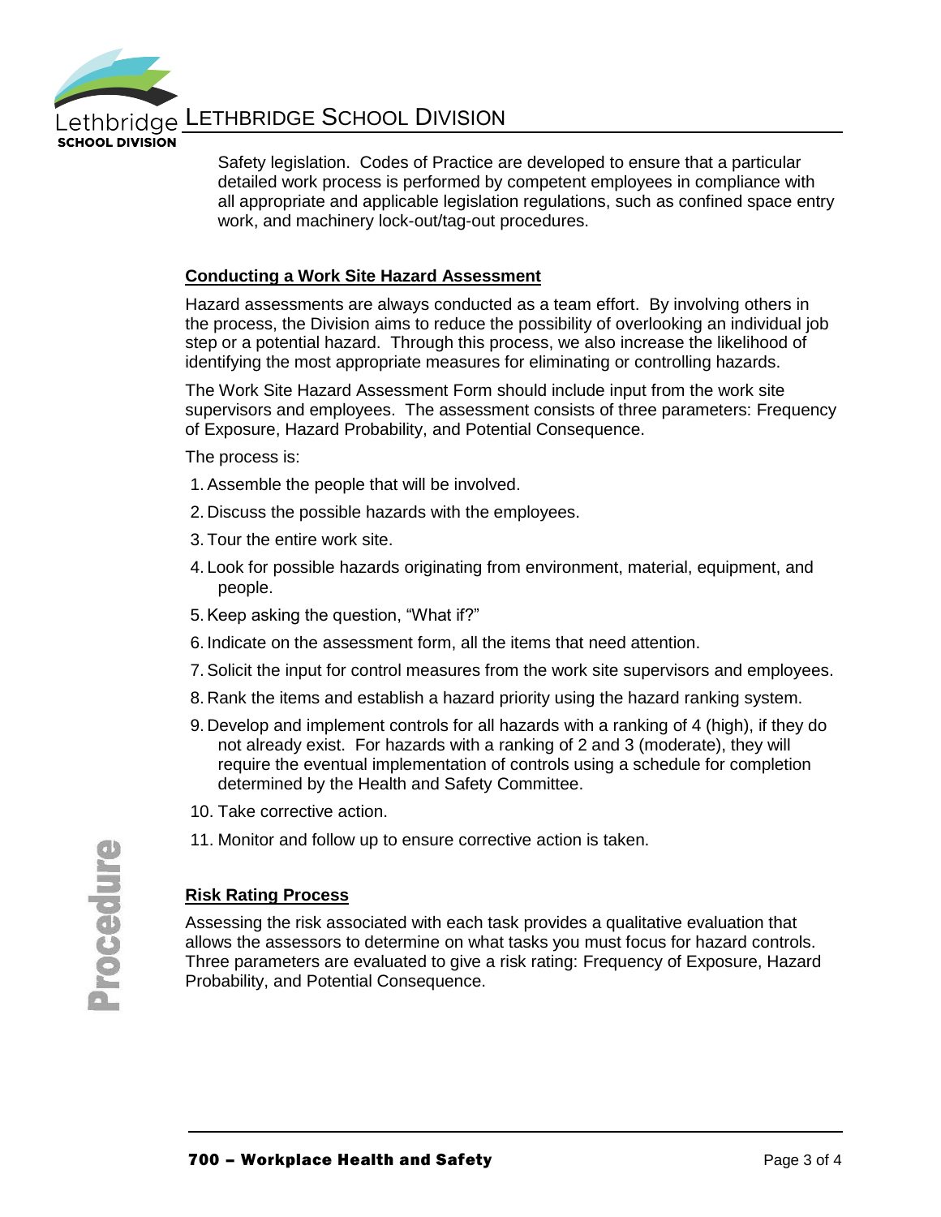Safety legislation. Codes of Practice are developed to ensure that a particular detailed work process is performed by competent employees in compliance with all appropriate and applicable legislation regulations, such as confined space entry work, and machinery lock-out/tag-out procedures.

## Conducting a Work Site Hazard Assessment

Hazard assessments are always conducted as a team effort. By involving others in the process, the Division aims to reduce the possibility of overlooking an individual job step or a potential hazard. Through this process, we also increase the likelihood of identifying the most appropriate measures for eliminating or controlling hazards.

The Work Site Hazard Assessment Form should include input from the work site supervisors and employees. The assessment consists of three parameters: Frequency of Exposure, Hazard Probability, and Potential Consequence.

The process is:

1. Assemble the people that will be involved.
2. Discuss the possible hazards with the employees.
3. Tour the entire work site.
4. Look for possible hazards originating from environment, material, equipment, and people.
5. Keep asking the question, "What if?"
6. Indicate on the assessment form, all the items that need attention.
7. Solicit the input for control measures from the work site supervisors and employees.
8. Rank the items and establish a hazard priority using the hazard ranking system.
9. Develop and implement controls for all hazards with a ranking of 4 (high), if they do not already exist. For hazards with a ranking of 2 and 3 (moderate), they will require the eventual implementation of controls using a schedule for completion determined by the Health and Safety Committee.
10. Take corrective action.
11. Monitor and follow up to ensure corrective action is taken.

## Risk Rating Process

Assessing the risk associated with each task provides a qualitative evaluation that allows the assessors to determine on what tasks you must focus for hazard controls. Three parameters are evaluated to give a risk rating: Frequency of Exposure, Hazard Probability, and Potential Consequence.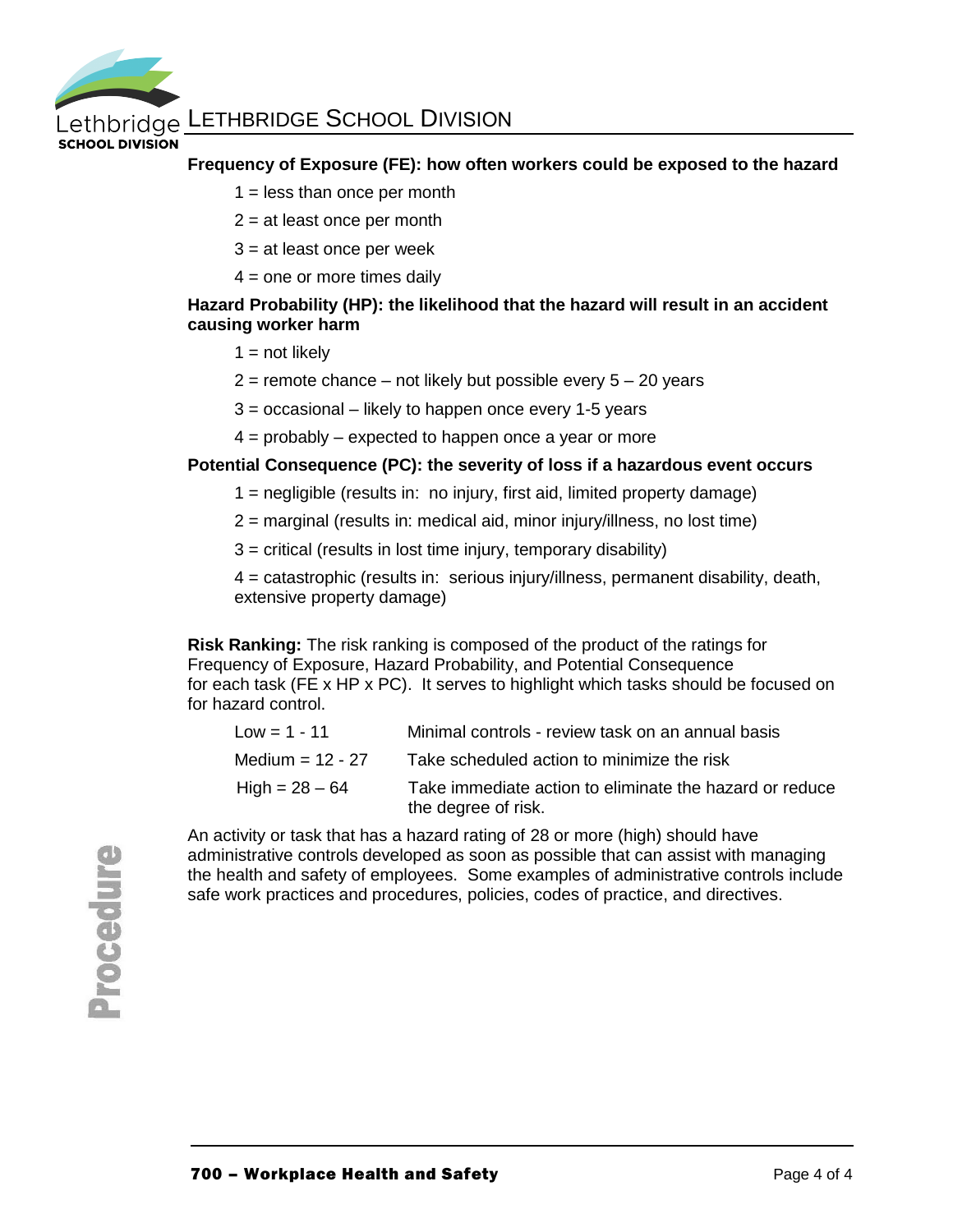**Frequency of Exposure (FE): how often workers could be exposed to the hazard**

1 = less than once per month

2 = at least once per month

3 = at least once per week

4 = one or more times daily

**Hazard Probability (HP): the likelihood that the hazard will result in an accident causing worker harm**

1 = not likely

2 = remote chance – not likely but possible every 5 – 20 years

3 = occasional – likely to happen once every 1-5 years

4 = probably – expected to happen once a year or more

**Potential Consequence (PC): the severity of loss if a hazardous event occurs**

1 = negligible (results in: no injury, first aid, limited property damage)

2 = marginal (results in: medical aid, minor injury/illness, no lost time)

3 = critical (results in lost time injury, temporary disability)

4 = catastrophic (results in: serious injury/illness, permanent disability, death, extensive property damage)

**Risk Ranking:** The risk ranking is composed of the product of the ratings for Frequency of Exposure, Hazard Probability, and Potential Consequence for each task (FE x HP x PC). It serves to highlight which tasks should be focused on for hazard control.

| | |
|---|---|
| Low = 1 - 11 | Minimal controls - review task on an annual basis |
| Medium = 12 - 27 | Take scheduled action to minimize the risk |
| High = 28 – 64 | Take immediate action to eliminate the hazard or reduce the degree of risk. |

An activity or task that has a hazard rating of 28 or more (high) should have administrative controls developed as soon as possible that can assist with managing the health and safety of employees. Some examples of administrative controls include safe work practices and procedures, policies, codes of practice, and directives.